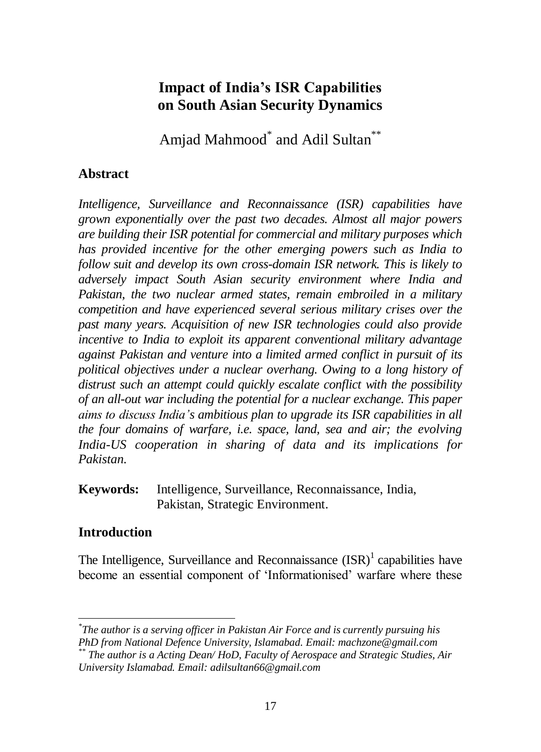# Impact of India's ISR Capabilities on South Asian Security Dynamics

Amjad Mahmood[*] and Adil Sultan[**]

## Abstract

*Intelligence, Surveillance and Reconnaissance (ISR) capabilities have grown exponentially over the past two decades. Almost all major powers are building their ISR potential for commercial and military purposes which has provided incentive for the other emerging powers such as India to follow suit and develop its own cross-domain ISR network. This is likely to adversely impact South Asian security environment where India and Pakistan, the two nuclear armed states, remain embroiled in a military competition and have experienced several serious military crises over the past many years. Acquisition of new ISR technologies could also provide incentive to India to exploit its apparent conventional military advantage against Pakistan and venture into a limited armed conflict in pursuit of its political objectives under a nuclear overhang. Owing to a long history of distrust such an attempt could quickly escalate conflict with the possibility of an all-out war including the potential for a nuclear exchange. This paper aims to discuss India's ambitious plan to upgrade its ISR capabilities in all the four domains of warfare, i.e. space, land, sea and air; the evolving India-US cooperation in sharing of data and its implications for Pakistan.*

**Keywords:** Intelligence, Surveillance, Reconnaissance, India, Pakistan, Strategic Environment.

## Introduction

The Intelligence, Surveillance and Reconnaissance (ISR)[1] capabilities have become an essential component of 'Informationised' warfare where these

---

[*] *The author is a serving officer in Pakistan Air Force and is currently pursuing his PhD from National Defence University, Islamabad. Email: machzone@gmail.com*

[**] *The author is a Acting Dean/ HoD, Faculty of Aerospace and Strategic Studies, Air University Islamabad. Email: adilsultan66@gmail.com*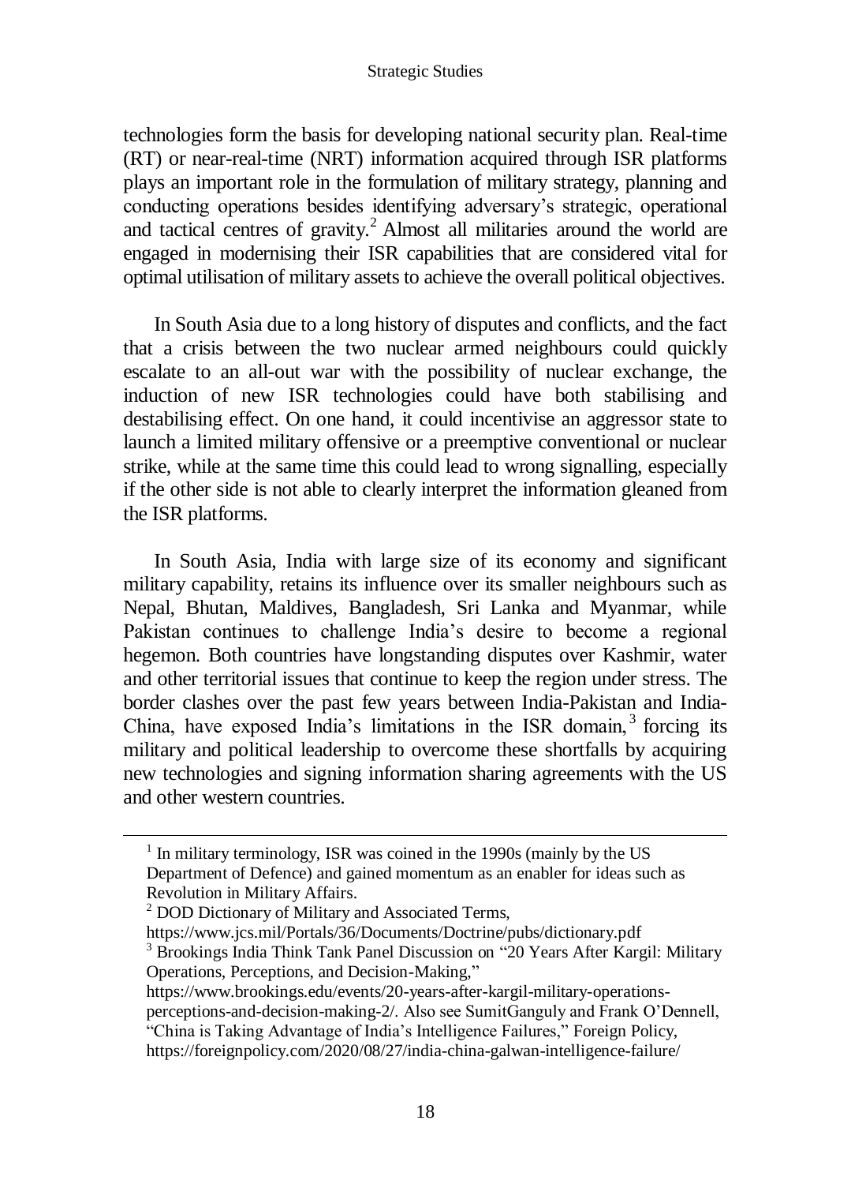technologies form the basis for developing national security plan. Real-time (RT) or near-real-time (NRT) information acquired through ISR platforms plays an important role in the formulation of military strategy, planning and conducting operations besides identifying adversary's strategic, operational and tactical centres of gravity.[2] Almost all militaries around the world are engaged in modernising their ISR capabilities that are considered vital for optimal utilisation of military assets to achieve the overall political objectives.

In South Asia due to a long history of disputes and conflicts, and the fact that a crisis between the two nuclear armed neighbours could quickly escalate to an all-out war with the possibility of nuclear exchange, the induction of new ISR technologies could have both stabilising and destabilising effect. On one hand, it could incentivise an aggressor state to launch a limited military offensive or a preemptive conventional or nuclear strike, while at the same time this could lead to wrong signalling, especially if the other side is not able to clearly interpret the information gleaned from the ISR platforms.

In South Asia, India with large size of its economy and significant military capability, retains its influence over its smaller neighbours such as Nepal, Bhutan, Maldives, Bangladesh, Sri Lanka and Myanmar, while Pakistan continues to challenge India's desire to become a regional hegemon. Both countries have longstanding disputes over Kashmir, water and other territorial issues that continue to keep the region under stress. The border clashes over the past few years between India-Pakistan and India-China, have exposed India's limitations in the ISR domain,[3] forcing its military and political leadership to overcome these shortfalls by acquiring new technologies and signing information sharing agreements with the US and other western countries.

---

[1] In military terminology, ISR was coined in the 1990s (mainly by the US Department of Defence) and gained momentum as an enabler for ideas such as Revolution in Military Affairs.

[2] DOD Dictionary of Military and Associated Terms, https://www.jcs.mil/Portals/36/Documents/Doctrine/pubs/dictionary.pdf

[3] Brookings India Think Tank Panel Discussion on "20 Years After Kargil: Military Operations, Perceptions, and Decision-Making," https://www.brookings.edu/events/20-years-after-kargil-military-operations-perceptions-and-decision-making-2/. Also see SumitGanguly and Frank O'Dennell, "China is Taking Advantage of India's Intelligence Failures," Foreign Policy, https://foreignpolicy.com/2020/08/27/india-china-galwan-intelligence-failure/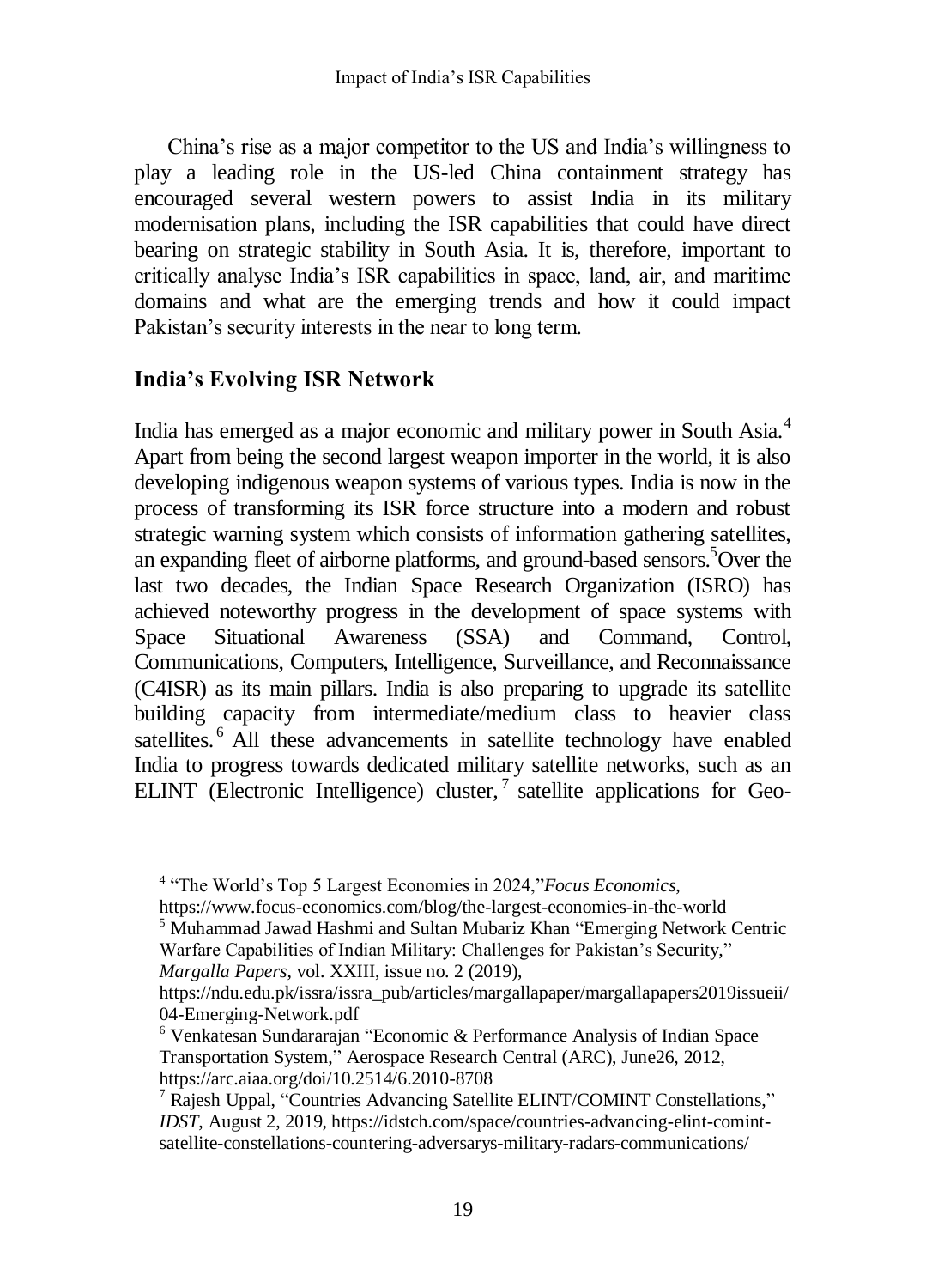China's rise as a major competitor to the US and India's willingness to play a leading role in the US-led China containment strategy has encouraged several western powers to assist India in its military modernisation plans, including the ISR capabilities that could have direct bearing on strategic stability in South Asia. It is, therefore, important to critically analyse India's ISR capabilities in space, land, air, and maritime domains and what are the emerging trends and how it could impact Pakistan's security interests in the near to long term.

## India's Evolving ISR Network

India has emerged as a major economic and military power in South Asia.[4] Apart from being the second largest weapon importer in the world, it is also developing indigenous weapon systems of various types. India is now in the process of transforming its ISR force structure into a modern and robust strategic warning system which consists of information gathering satellites, an expanding fleet of airborne platforms, and ground-based sensors.[5]Over the last two decades, the Indian Space Research Organization (ISRO) has achieved noteworthy progress in the development of space systems with Space Situational Awareness (SSA) and Command, Control, Communications, Computers, Intelligence, Surveillance, and Reconnaissance (C4ISR) as its main pillars. India is also preparing to upgrade its satellite building capacity from intermediate/medium class to heavier class satellites.[6] All these advancements in satellite technology have enabled India to progress towards dedicated military satellite networks, such as an ELINT (Electronic Intelligence) cluster,[7] satellite applications for Geo-

---

[4] "The World's Top 5 Largest Economies in 2024,"*Focus Economics*, https://www.focus-economics.com/blog/the-largest-economies-in-the-world

[5] Muhammad Jawad Hashmi and Sultan Mubariz Khan "Emerging Network Centric Warfare Capabilities of Indian Military: Challenges for Pakistan's Security," *Margalla Papers*, vol. XXIII, issue no. 2 (2019), https://ndu.edu.pk/issra/issra_pub/articles/margallapaper/margallapapers2019issueii/04-Emerging-Network.pdf

[6] Venkatesan Sundararajan "Economic & Performance Analysis of Indian Space Transportation System," Aerospace Research Central (ARC), June26, 2012, https://arc.aiaa.org/doi/10.2514/6.2010-8708

[7] Rajesh Uppal, "Countries Advancing Satellite ELINT/COMINT Constellations," *IDST*, August 2, 2019, https://idstch.com/space/countries-advancing-elint-comint-satellite-constellations-countering-adversarys-military-radars-communications/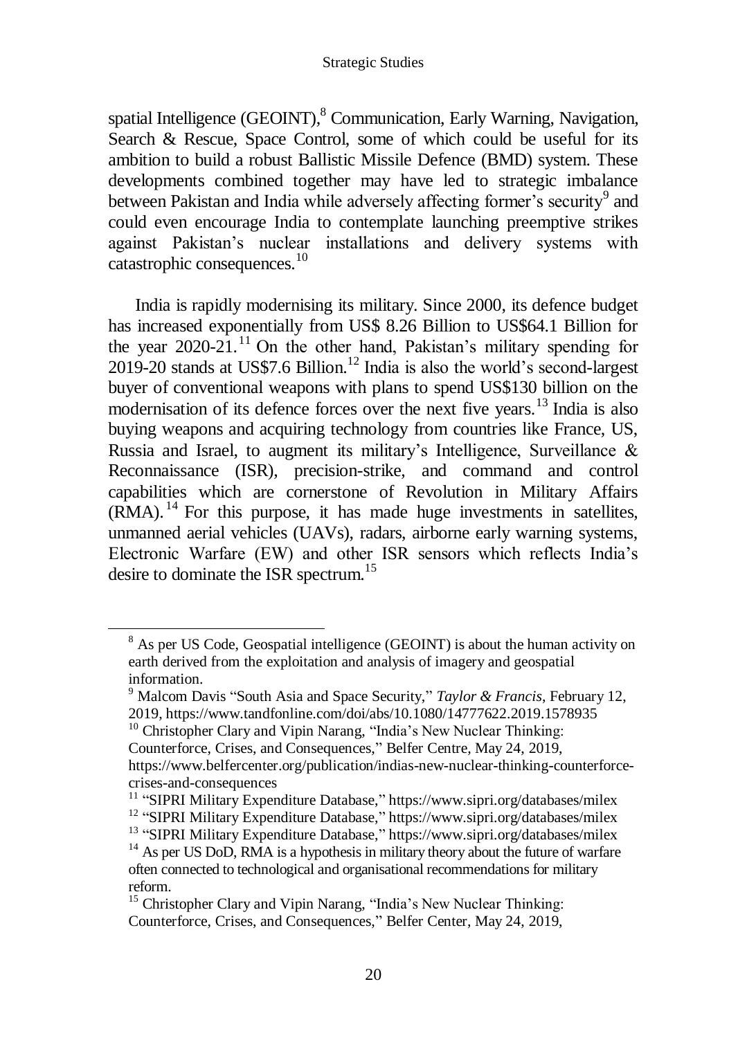spatial Intelligence (GEOINT),[8] Communication, Early Warning, Navigation, Search & Rescue, Space Control, some of which could be useful for its ambition to build a robust Ballistic Missile Defence (BMD) system. These developments combined together may have led to strategic imbalance between Pakistan and India while adversely affecting former's security[9] and could even encourage India to contemplate launching preemptive strikes against Pakistan's nuclear installations and delivery systems with catastrophic consequences.[10]

India is rapidly modernising its military. Since 2000, its defence budget has increased exponentially from US$ 8.26 Billion to US$64.1 Billion for the year 2020-21.[11] On the other hand, Pakistan's military spending for 2019-20 stands at US$7.6 Billion.[12] India is also the world's second-largest buyer of conventional weapons with plans to spend US$130 billion on the modernisation of its defence forces over the next five years.[13] India is also buying weapons and acquiring technology from countries like France, US, Russia and Israel, to augment its military's Intelligence, Surveillance & Reconnaissance (ISR), precision-strike, and command and control capabilities which are cornerstone of Revolution in Military Affairs (RMA).[14] For this purpose, it has made huge investments in satellites, unmanned aerial vehicles (UAVs), radars, airborne early warning systems, Electronic Warfare (EW) and other ISR sensors which reflects India's desire to dominate the ISR spectrum.[15]

---

[8] As per US Code, Geospatial intelligence (GEOINT) is about the human activity on earth derived from the exploitation and analysis of imagery and geospatial information.

[9] Malcom Davis "South Asia and Space Security," *Taylor & Francis*, February 12, 2019, https://www.tandfonline.com/doi/abs/10.1080/14777622.2019.1578935

[10] Christopher Clary and Vipin Narang, "India's New Nuclear Thinking: Counterforce, Crises, and Consequences," Belfer Centre, May 24, 2019, https://www.belfercenter.org/publication/indias-new-nuclear-thinking-counterforce-crises-and-consequences

[11] "SIPRI Military Expenditure Database," https://www.sipri.org/databases/milex

[12] "SIPRI Military Expenditure Database," https://www.sipri.org/databases/milex

[13] "SIPRI Military Expenditure Database," https://www.sipri.org/databases/milex

[14] As per US DoD, RMA is a hypothesis in military theory about the future of warfare often connected to technological and organisational recommendations for military reform.

[15] Christopher Clary and Vipin Narang, "India's New Nuclear Thinking: Counterforce, Crises, and Consequences," Belfer Center, May 24, 2019,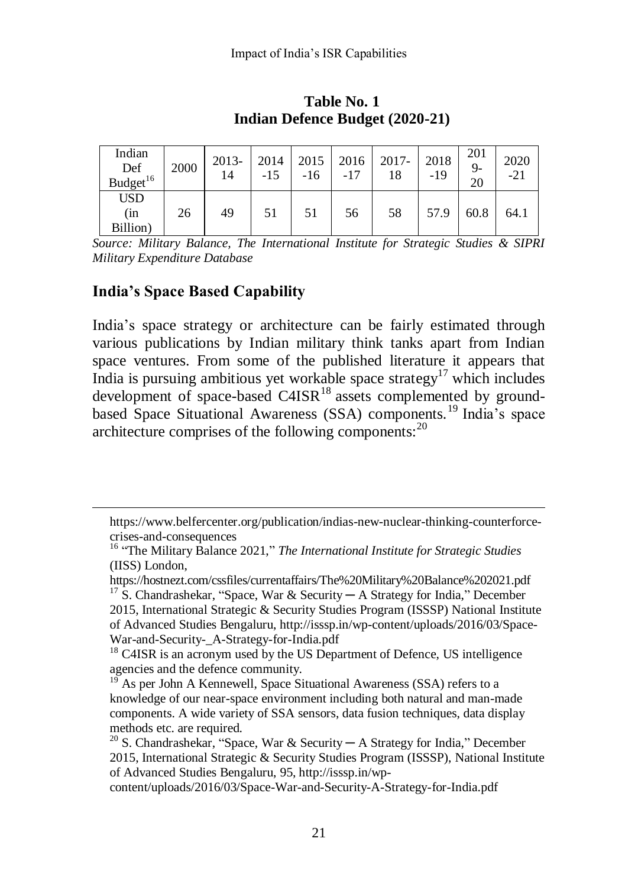**Table No. 1**
**Indian Defence Budget (2020-21)**

| Indian Def Budget[16] | 2000 | 2013-14 | 2014-15 | 2015-16 | 2016-17 | 2017-18 | 2018-19 | 2019-20 | 2020-21 |
|---|---|---|---|---|---|---|---|---|---|
| USD (in Billion) | 26 | 49 | 51 | 51 | 56 | 58 | 57.9 | 60.8 | 64.1 |

*Source: Military Balance, The International Institute for Strategic Studies & SIPRI Military Expenditure Database*

## India's Space Based Capability

India's space strategy or architecture can be fairly estimated through various publications by Indian military think tanks apart from Indian space ventures. From some of the published literature it appears that India is pursuing ambitious yet workable space strategy[17] which includes development of space-based C4ISR[18] assets complemented by ground-based Space Situational Awareness (SSA) components.[19] India's space architecture comprises of the following components:[20]

---

https://www.belfercenter.org/publication/indias-new-nuclear-thinking-counterforce-crises-and-consequences

[16] "The Military Balance 2021," *The International Institute for Strategic Studies* (IISS) London, https://hostnezt.com/cssfiles/currentaffairs/The%20Military%20Balance%202021.pdf

[17] S. Chandrashekar, "Space, War & Security ─ A Strategy for India," December 2015, International Strategic & Security Studies Program (ISSSP) National Institute of Advanced Studies Bengaluru, http://isssp.in/wp-content/uploads/2016/03/Space-War-and-Security-_A-Strategy-for-India.pdf

[18] C4ISR is an acronym used by the US Department of Defence, US intelligence agencies and the defence community.

[19] As per John A Kennewell, Space Situational Awareness (SSA) refers to a knowledge of our near-space environment including both natural and man-made components. A wide variety of SSA sensors, data fusion techniques, data display methods etc. are required.

[20] S. Chandrashekar, "Space, War & Security ─ A Strategy for India," December 2015, International Strategic & Security Studies Program (ISSSP), National Institute of Advanced Studies Bengaluru, 95, http://isssp.in/wp-content/uploads/2016/03/Space-War-and-Security-A-Strategy-for-India.pdf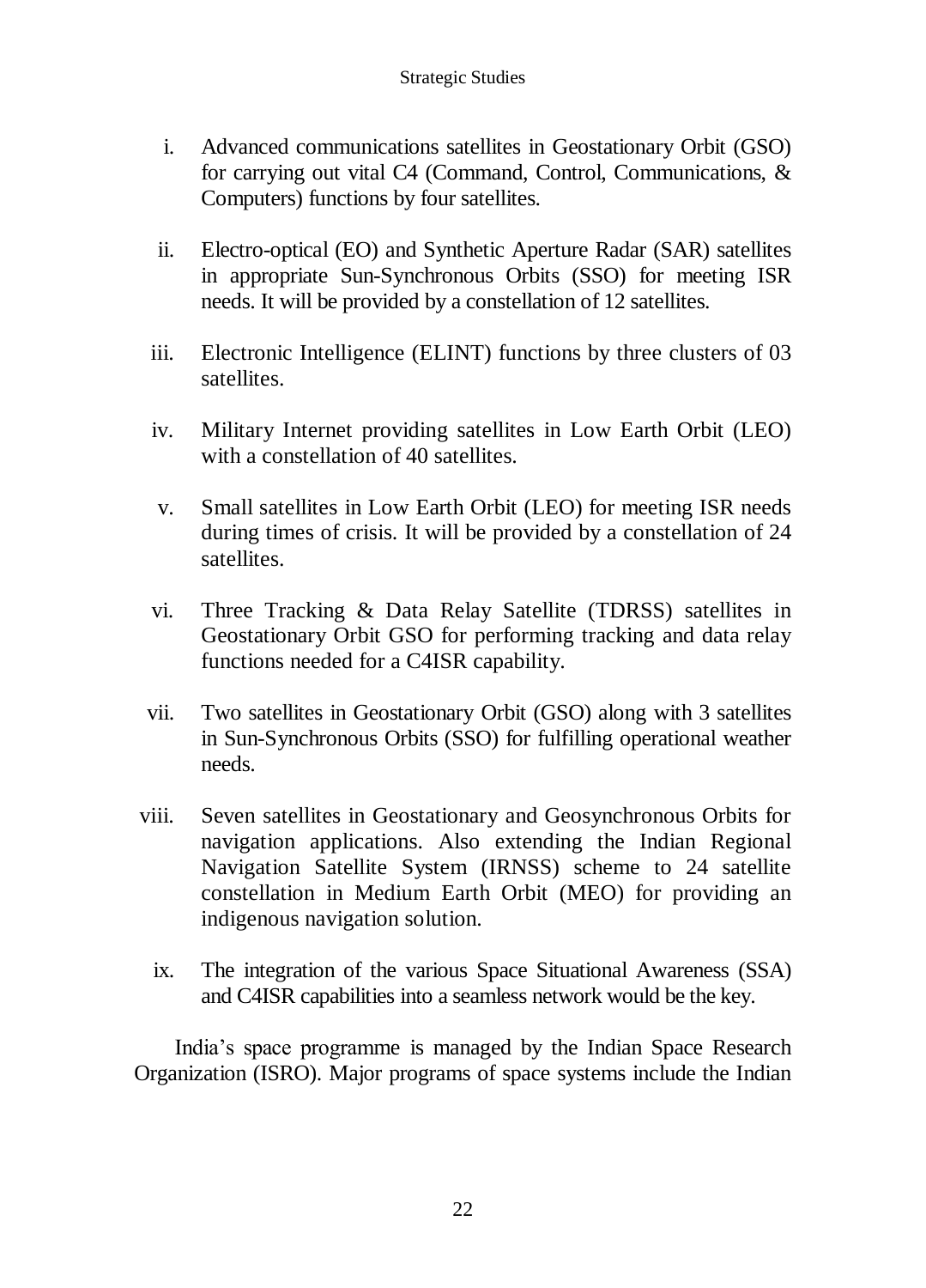i. Advanced communications satellites in Geostationary Orbit (GSO) for carrying out vital C4 (Command, Control, Communications, & Computers) functions by four satellites.

ii. Electro-optical (EO) and Synthetic Aperture Radar (SAR) satellites in appropriate Sun-Synchronous Orbits (SSO) for meeting ISR needs. It will be provided by a constellation of 12 satellites.

iii. Electronic Intelligence (ELINT) functions by three clusters of 03 satellites.

iv. Military Internet providing satellites in Low Earth Orbit (LEO) with a constellation of 40 satellites.

v. Small satellites in Low Earth Orbit (LEO) for meeting ISR needs during times of crisis. It will be provided by a constellation of 24 satellites.

vi. Three Tracking & Data Relay Satellite (TDRSS) satellites in Geostationary Orbit GSO for performing tracking and data relay functions needed for a C4ISR capability.

vii. Two satellites in Geostationary Orbit (GSO) along with 3 satellites in Sun-Synchronous Orbits (SSO) for fulfilling operational weather needs.

viii. Seven satellites in Geostationary and Geosynchronous Orbits for navigation applications. Also extending the Indian Regional Navigation Satellite System (IRNSS) scheme to 24 satellite constellation in Medium Earth Orbit (MEO) for providing an indigenous navigation solution.

ix. The integration of the various Space Situational Awareness (SSA) and C4ISR capabilities into a seamless network would be the key.

India's space programme is managed by the Indian Space Research Organization (ISRO). Major programs of space systems include the Indian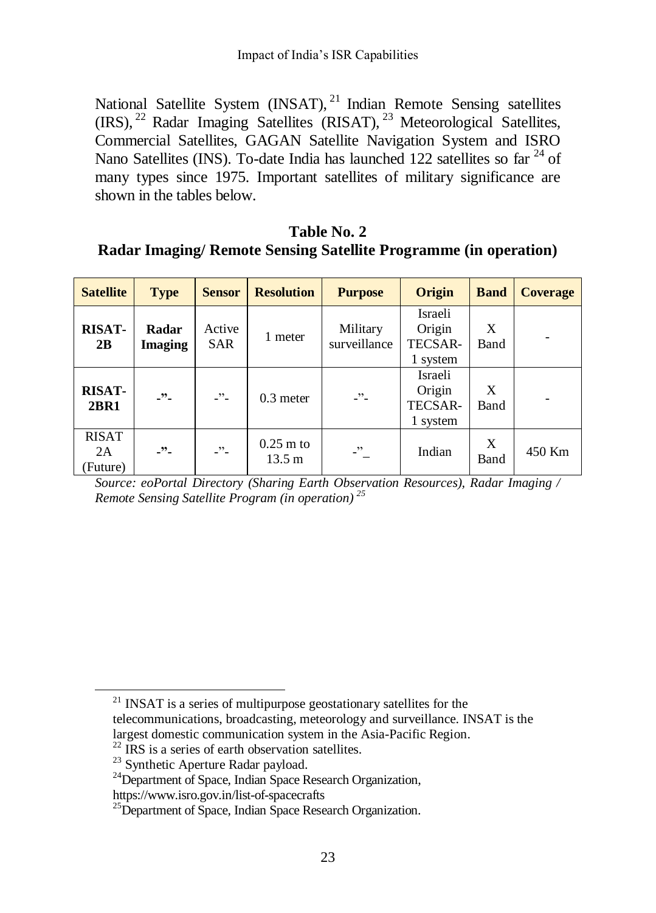National Satellite System (INSAT),[21] Indian Remote Sensing satellites (IRS),[22] Radar Imaging Satellites (RISAT),[23] Meteorological Satellites, Commercial Satellites, GAGAN Satellite Navigation System and ISRO Nano Satellites (INS). To-date India has launched 122 satellites so far[24] of many types since 1975. Important satellites of military significance are shown in the tables below.

**Table No. 2**
**Radar Imaging/ Remote Sensing Satellite Programme (in operation)**

| Satellite | Type | Sensor | Resolution | Purpose | Origin | Band | Coverage |
|---|---|---|---|---|---|---|---|
| **RISAT-2B** | **Radar Imaging** | Active SAR | 1 meter | Military surveillance | Israeli Origin TECSAR-1 system | X Band | - |
| **RISAT-2BR1** | **-"-** | -"- | 0.3 meter | -"- | Israeli Origin TECSAR-1 system | X Band | - |
| RISAT 2A (Future) | **-"-** | -"- | 0.25 m to 13.5 m | -"_ | Indian | X Band | 450 Km |

*Source: eoPortal Directory (Sharing Earth Observation Resources), Radar Imaging / Remote Sensing Satellite Program (in operation)*[25]

---

[21] INSAT is a series of multipurpose geostationary satellites for the telecommunications, broadcasting, meteorology and surveillance. INSAT is the largest domestic communication system in the Asia-Pacific Region.

[22] IRS is a series of earth observation satellites.

[23] Synthetic Aperture Radar payload.

[24] Department of Space, Indian Space Research Organization, https://www.isro.gov.in/list-of-spacecrafts

[25] Department of Space, Indian Space Research Organization.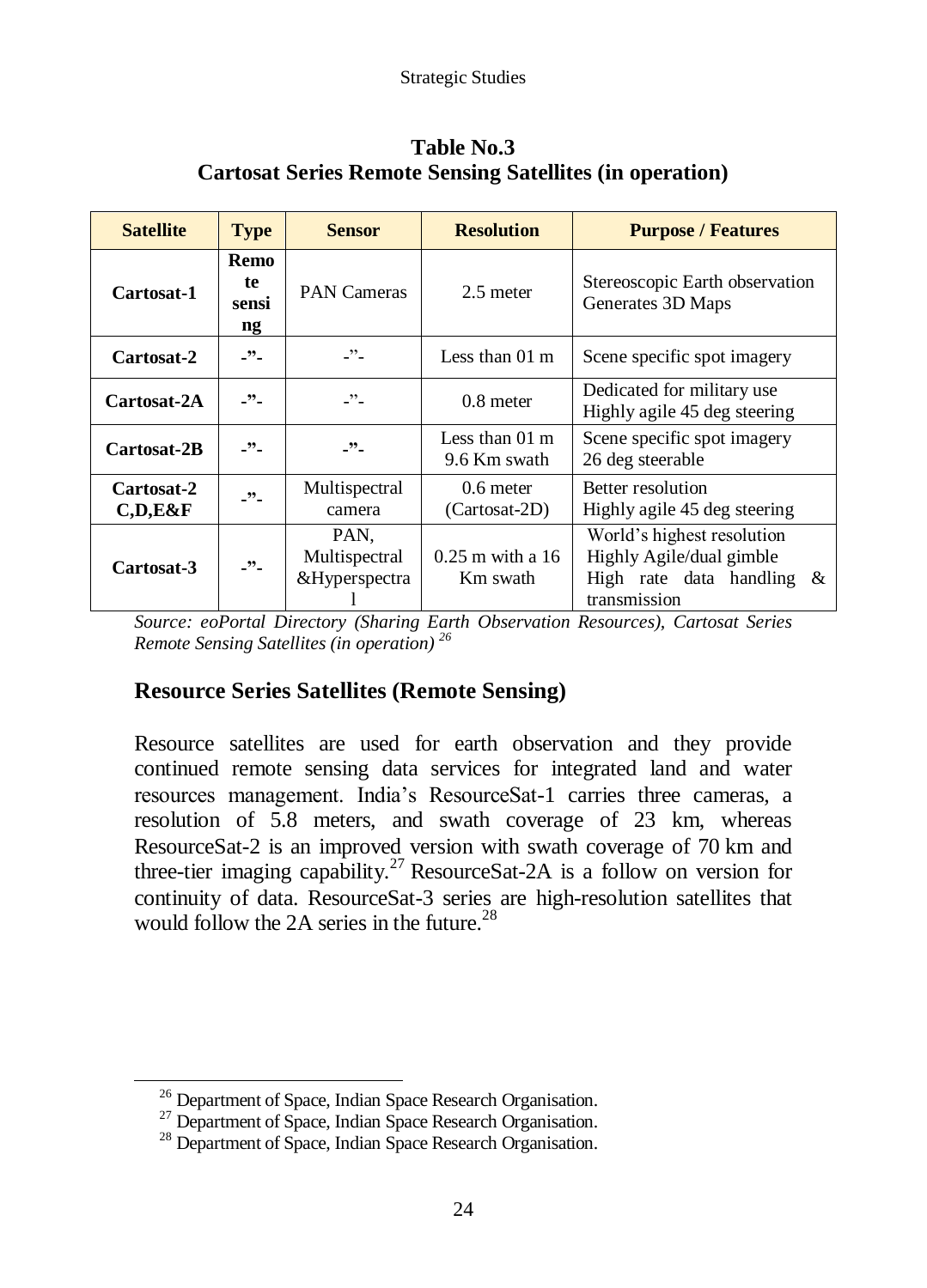**Table No.3**
**Cartosat Series Remote Sensing Satellites (in operation)**

| Satellite | Type | Sensor | Resolution | Purpose / Features |
|---|---|---|---|---|
| **Cartosat-1** | **Remote sensing** | PAN Cameras | 2.5 meter | Stereoscopic Earth observation Generates 3D Maps |
| **Cartosat-2** | **-”-** | -”- | Less than 01 m | Scene specific spot imagery |
| **Cartosat-2A** | **-”-** | -”- | 0.8 meter | Dedicated for military use Highly agile 45 deg steering |
| **Cartosat-2B** | **-”-** | **-”-** | Less than 01 m 9.6 Km swath | Scene specific spot imagery 26 deg steerable |
| **Cartosat-2 C,D,E&F** | **-”-** | Multispectral camera | 0.6 meter (Cartosat-2D) | Better resolution Highly agile 45 deg steering |
| **Cartosat-3** | **-”-** | PAN, Multispectral &Hyperspectral | 0.25 m with a 16 Km swath | World’s highest resolution Highly Agile/dual gimble High rate data handling & transmission |

*Source: eoPortal Directory (Sharing Earth Observation Resources), Cartosat Series Remote Sensing Satellites (in operation)* [26]

## Resource Series Satellites (Remote Sensing)

Resource satellites are used for earth observation and they provide continued remote sensing data services for integrated land and water resources management. India’s ResourceSat-1 carries three cameras, a resolution of 5.8 meters, and swath coverage of 23 km, whereas ResourceSat-2 is an improved version with swath coverage of 70 km and three-tier imaging capability.[27] ResourceSat-2A is a follow on version for continuity of data. ResourceSat-3 series are high-resolution satellites that would follow the 2A series in the future.[28]

---

[26] Department of Space, Indian Space Research Organisation.

[27] Department of Space, Indian Space Research Organisation.

[28] Department of Space, Indian Space Research Organisation.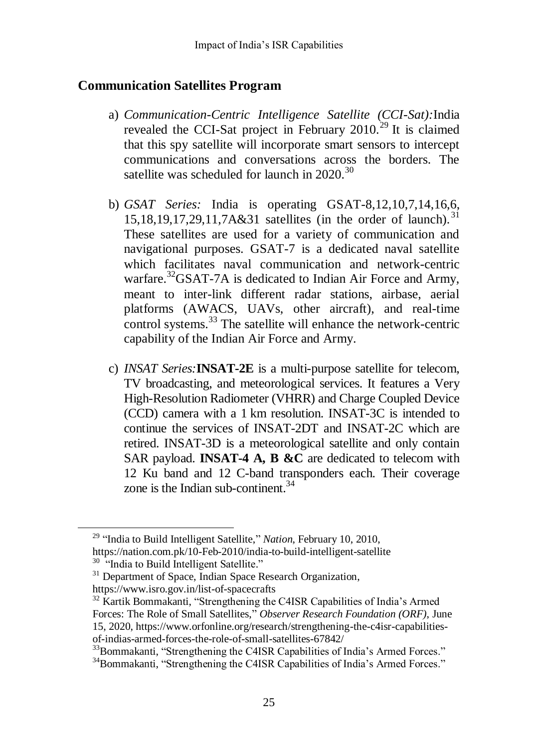## Communication Satellites Program

a) *Communication-Centric Intelligence Satellite (CCI-Sat):* India revealed the CCI-Sat project in February 2010.[29] It is claimed that this spy satellite will incorporate smart sensors to intercept communications and conversations across the borders. The satellite was scheduled for launch in 2020.[30]

b) *GSAT Series:* India is operating GSAT-8,12,10,7,14,16,6, 15,18,19,17,29,11,7A&31 satellites (in the order of launch).[31] These satellites are used for a variety of communication and navigational purposes. GSAT-7 is a dedicated naval satellite which facilitates naval communication and network-centric warfare.[32] GSAT-7A is dedicated to Indian Air Force and Army, meant to inter-link different radar stations, airbase, aerial platforms (AWACS, UAVs, other aircraft), and real-time control systems.[33] The satellite will enhance the network-centric capability of the Indian Air Force and Army.

c) *INSAT Series:* **INSAT-2E** is a multi-purpose satellite for telecom, TV broadcasting, and meteorological services. It features a Very High-Resolution Radiometer (VHRR) and Charge Coupled Device (CCD) camera with a 1 km resolution. INSAT-3C is intended to continue the services of INSAT-2DT and INSAT-2C which are retired. INSAT-3D is a meteorological satellite and only contain SAR payload. **INSAT-4 A, B &C** are dedicated to telecom with 12 Ku band and 12 C-band transponders each. Their coverage zone is the Indian sub-continent.[34]

---

[29] "India to Build Intelligent Satellite," *Nation*, February 10, 2010, https://nation.com.pk/10-Feb-2010/india-to-build-intelligent-satellite

[30] "India to Build Intelligent Satellite."

[31] Department of Space, Indian Space Research Organization, https://www.isro.gov.in/list-of-spacecrafts

[32] Kartik Bommakanti, "Strengthening the C4ISR Capabilities of India's Armed Forces: The Role of Small Satellites," *Observer Research Foundation (ORF)*, June 15, 2020, https://www.orfonline.org/research/strengthening-the-c4isr-capabilities-of-indias-armed-forces-the-role-of-small-satellites-67842/

[33] Bommakanti, "Strengthening the C4ISR Capabilities of India's Armed Forces."

[34] Bommakanti, "Strengthening the C4ISR Capabilities of India's Armed Forces."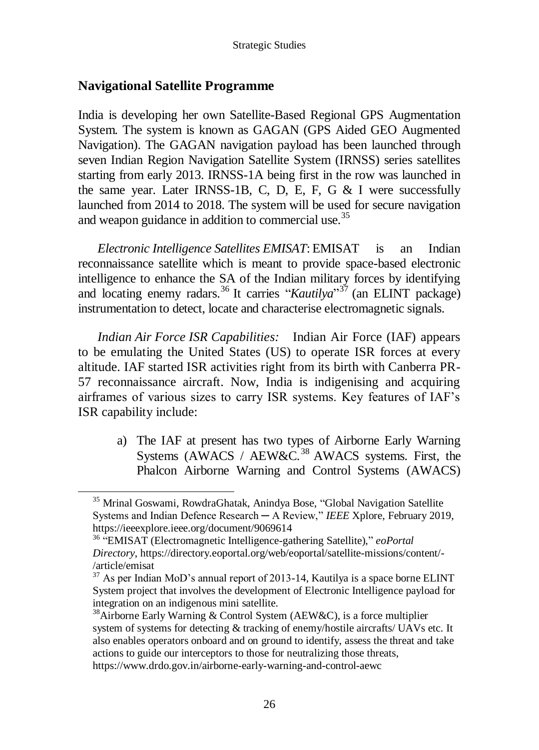## Navigational Satellite Programme

India is developing her own Satellite-Based Regional GPS Augmentation System. The system is known as GAGAN (GPS Aided GEO Augmented Navigation). The GAGAN navigation payload has been launched through seven Indian Region Navigation Satellite System (IRNSS) series satellites starting from early 2013. IRNSS-1A being first in the row was launched in the same year. Later IRNSS-1B, C, D, E, F, G & I were successfully launched from 2014 to 2018. The system will be used for secure navigation and weapon guidance in addition to commercial use.[35]

*Electronic Intelligence Satellites EMISAT*: EMISAT is an Indian reconnaissance satellite which is meant to provide space-based electronic intelligence to enhance the SA of the Indian military forces by identifying and locating enemy radars.[36] It carries "*Kautilya*"[37] (an ELINT package) instrumentation to detect, locate and characterise electromagnetic signals.

*Indian Air Force ISR Capabilities:* Indian Air Force (IAF) appears to be emulating the United States (US) to operate ISR forces at every altitude. IAF started ISR activities right from its birth with Canberra PR-57 reconnaissance aircraft. Now, India is indigenising and acquiring airframes of various sizes to carry ISR systems. Key features of IAF's ISR capability include:

a) The IAF at present has two types of Airborne Early Warning Systems (AWACS / AEW&C.[38] AWACS systems. First, the Phalcon Airborne Warning and Control Systems (AWACS)

---

[35] Mrinal Goswami, RowdraGhatak, Anindya Bose, "Global Navigation Satellite Systems and Indian Defence Research ─ A Review," *IEEE* Xplore, February 2019, https://ieeexplore.ieee.org/document/9069614

[36] "EMISAT (Electromagnetic Intelligence-gathering Satellite)," *eoPortal Directory*, https://directory.eoportal.org/web/eoportal/satellite-missions/content/-/article/emisat

[37] As per Indian MoD's annual report of 2013-14, Kautilya is a space borne ELINT System project that involves the development of Electronic Intelligence payload for integration on an indigenous mini satellite.

[38] Airborne Early Warning & Control System (AEW&C), is a force multiplier system of systems for detecting & tracking of enemy/hostile aircrafts/ UAVs etc. It also enables operators onboard and on ground to identify, assess the threat and take actions to guide our interceptors to those for neutralizing those threats, https://www.drdo.gov.in/airborne-early-warning-and-control-aewc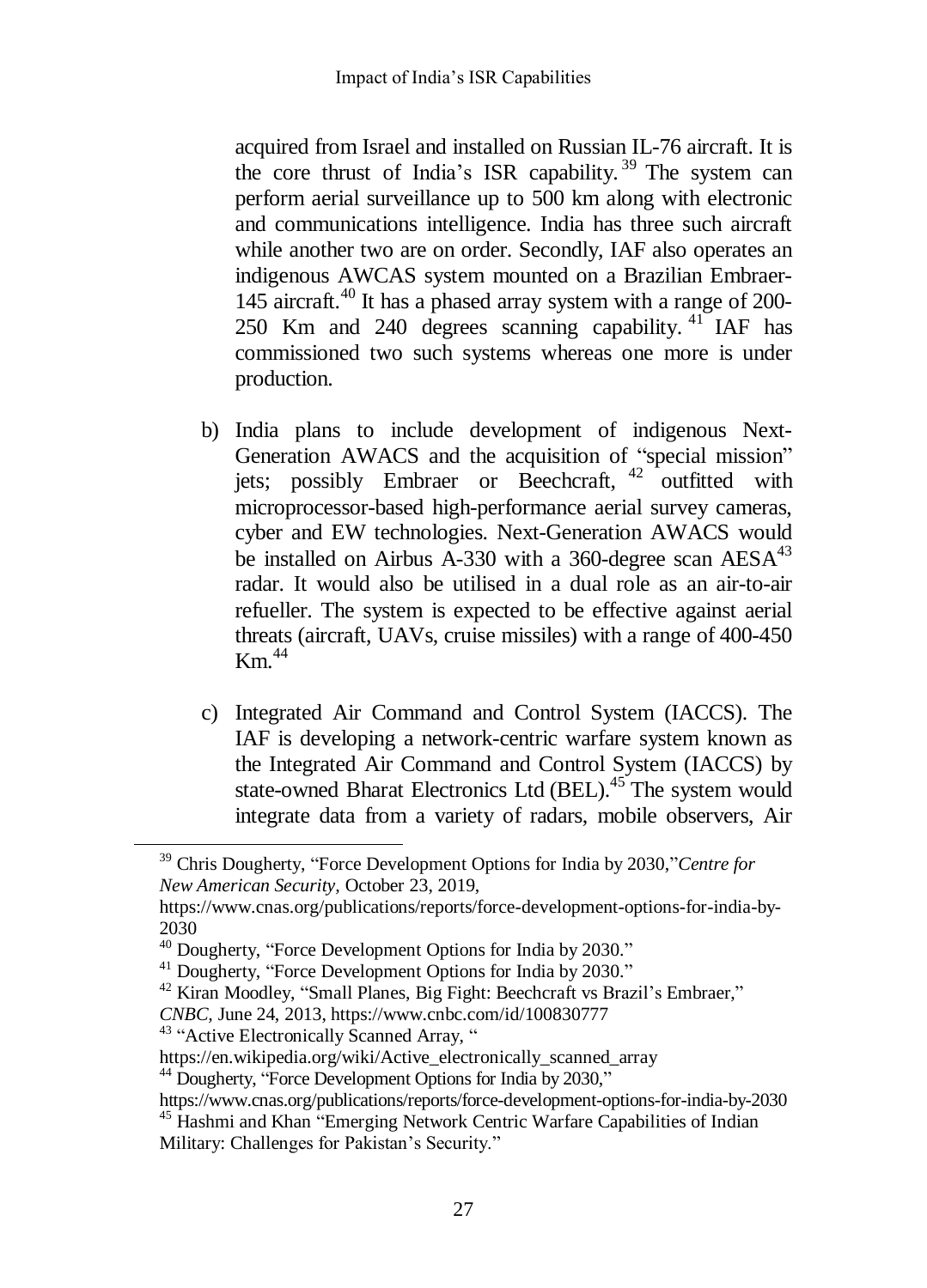acquired from Israel and installed on Russian IL-76 aircraft. It is the core thrust of India's ISR capability.[39] The system can perform aerial surveillance up to 500 km along with electronic and communications intelligence. India has three such aircraft while another two are on order. Secondly, IAF also operates an indigenous AWCAS system mounted on a Brazilian Embraer-145 aircraft.[40] It has a phased array system with a range of 200-250 Km and 240 degrees scanning capability.[41] IAF has commissioned two such systems whereas one more is under production.

b) India plans to include development of indigenous Next-Generation AWACS and the acquisition of "special mission" jets; possibly Embraer or Beechcraft,[42] outfitted with microprocessor-based high-performance aerial survey cameras, cyber and EW technologies. Next-Generation AWACS would be installed on Airbus A-330 with a 360-degree scan AESA[43] radar. It would also be utilised in a dual role as an air-to-air refueller. The system is expected to be effective against aerial threats (aircraft, UAVs, cruise missiles) with a range of 400-450 Km.[44]

c) Integrated Air Command and Control System (IACCS). The IAF is developing a network-centric warfare system known as the Integrated Air Command and Control System (IACCS) by state-owned Bharat Electronics Ltd (BEL).[45] The system would integrate data from a variety of radars, mobile observers, Air

---

[39] Chris Dougherty, "Force Development Options for India by 2030,"*Centre for New American Security,* October 23, 2019, https://www.cnas.org/publications/reports/force-development-options-for-india-by-2030

[40] Dougherty, "Force Development Options for India by 2030."

[41] Dougherty, "Force Development Options for India by 2030."

[42] Kiran Moodley, "Small Planes, Big Fight: Beechcraft vs Brazil's Embraer," *CNBC,* June 24, 2013, https://www.cnbc.com/id/100830777

[43] "Active Electronically Scanned Array, " https://en.wikipedia.org/wiki/Active_electronically_scanned_array

[44] Dougherty, "Force Development Options for India by 2030," https://www.cnas.org/publications/reports/force-development-options-for-india-by-2030

[45] Hashmi and Khan "Emerging Network Centric Warfare Capabilities of Indian Military: Challenges for Pakistan's Security."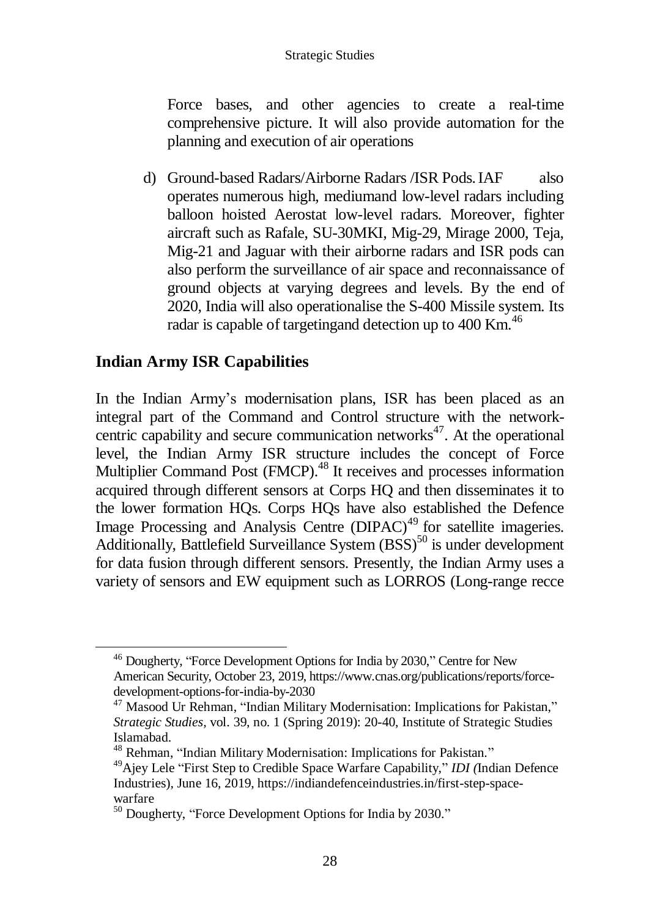Force bases, and other agencies to create a real-time comprehensive picture. It will also provide automation for the planning and execution of air operations

d) Ground-based Radars/Airborne Radars /ISR Pods. IAF also operates numerous high, mediumand low-level radars including balloon hoisted Aerostat low-level radars. Moreover, fighter aircraft such as Rafale, SU-30MKI, Mig-29, Mirage 2000, Teja, Mig-21 and Jaguar with their airborne radars and ISR pods can also perform the surveillance of air space and reconnaissance of ground objects at varying degrees and levels. By the end of 2020, India will also operationalise the S-400 Missile system. Its radar is capable of targetingand detection up to 400 Km.[46]

## Indian Army ISR Capabilities

In the Indian Army's modernisation plans, ISR has been placed as an integral part of the Command and Control structure with the network-centric capability and secure communication networks[47]. At the operational level, the Indian Army ISR structure includes the concept of Force Multiplier Command Post (FMCP).[48] It receives and processes information acquired through different sensors at Corps HQ and then disseminates it to the lower formation HQs. Corps HQs have also established the Defence Image Processing and Analysis Centre (DIPAC)[49] for satellite imageries. Additionally, Battlefield Surveillance System (BSS)[50] is under development for data fusion through different sensors. Presently, the Indian Army uses a variety of sensors and EW equipment such as LORROS (Long-range recce

---

[46] Dougherty, "Force Development Options for India by 2030," Centre for New American Security, October 23, 2019, https://www.cnas.org/publications/reports/force-development-options-for-india-by-2030

[47] Masood Ur Rehman, "Indian Military Modernisation: Implications for Pakistan," *Strategic Studies*, vol. 39, no. 1 (Spring 2019): 20-40, Institute of Strategic Studies Islamabad.

[48] Rehman, "Indian Military Modernisation: Implications for Pakistan."

[49] Ajey Lele "First Step to Credible Space Warfare Capability," *IDI (*Indian Defence Industries), June 16, 2019, https://indiandefenceindustries.in/first-step-space-warfare

[50] Dougherty, "Force Development Options for India by 2030."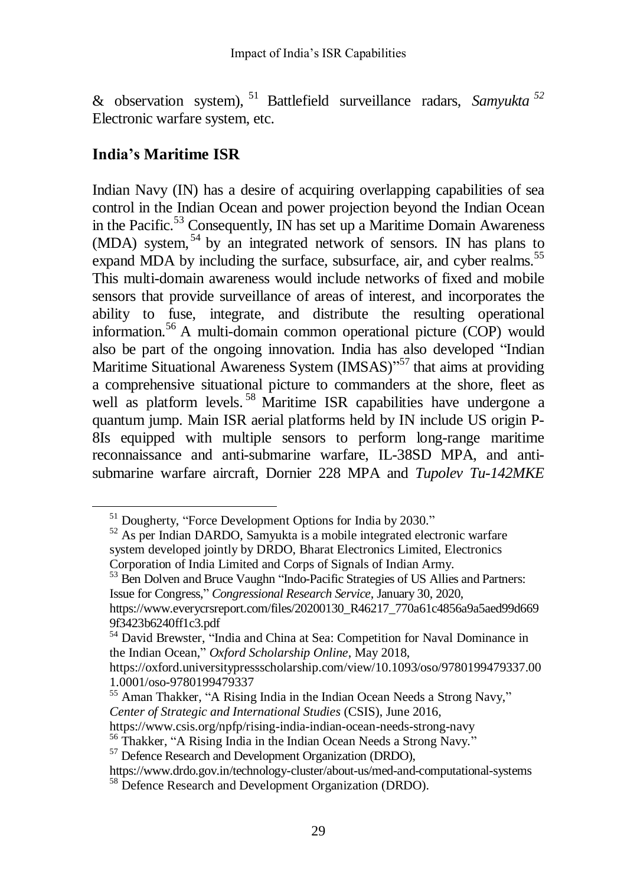& observation system),[51] Battlefield surveillance radars, *Samyukta*[52] Electronic warfare system, etc.

## India's Maritime ISR

Indian Navy (IN) has a desire of acquiring overlapping capabilities of sea control in the Indian Ocean and power projection beyond the Indian Ocean in the Pacific.[53] Consequently, IN has set up a Maritime Domain Awareness (MDA) system,[54] by an integrated network of sensors. IN has plans to expand MDA by including the surface, subsurface, air, and cyber realms.[55] This multi-domain awareness would include networks of fixed and mobile sensors that provide surveillance of areas of interest, and incorporates the ability to fuse, integrate, and distribute the resulting operational information.[56] A multi-domain common operational picture (COP) would also be part of the ongoing innovation. India has also developed "Indian Maritime Situational Awareness System (IMSAS)"[57] that aims at providing a comprehensive situational picture to commanders at the shore, fleet as well as platform levels.[58] Maritime ISR capabilities have undergone a quantum jump. Main ISR aerial platforms held by IN include US origin P-8Is equipped with multiple sensors to perform long-range maritime reconnaissance and anti-submarine warfare, IL-38SD MPA, and anti-submarine warfare aircraft, Dornier 228 MPA and *Tupolev Tu-142MKE*

---

[51] Dougherty, "Force Development Options for India by 2030."

[52] As per Indian DARDO, Samyukta is a mobile integrated electronic warfare system developed jointly by DRDO, Bharat Electronics Limited, Electronics Corporation of India Limited and Corps of Signals of Indian Army.

[53] Ben Dolven and Bruce Vaughn "Indo-Pacific Strategies of US Allies and Partners: Issue for Congress," *Congressional Research Service*, January 30, 2020, https://www.everycrsreport.com/files/20200130_R46217_770a61c4856a9a5aed99d6699f3423b6240ff1c3.pdf

[54] David Brewster, "India and China at Sea: Competition for Naval Dominance in the Indian Ocean," *Oxford Scholarship Online*, May 2018, https://oxford.universitypressscholarship.com/view/10.1093/oso/9780199479337.001.0001/oso-9780199479337

[55] Aman Thakker, "A Rising India in the Indian Ocean Needs a Strong Navy," *Center of Strategic and International Studies* (CSIS), June 2016, https://www.csis.org/npfp/rising-india-indian-ocean-needs-strong-navy

[56] Thakker, "A Rising India in the Indian Ocean Needs a Strong Navy."

[57] Defence Research and Development Organization (DRDO), https://www.drdo.gov.in/technology-cluster/about-us/med-and-computational-systems

[58] Defence Research and Development Organization (DRDO).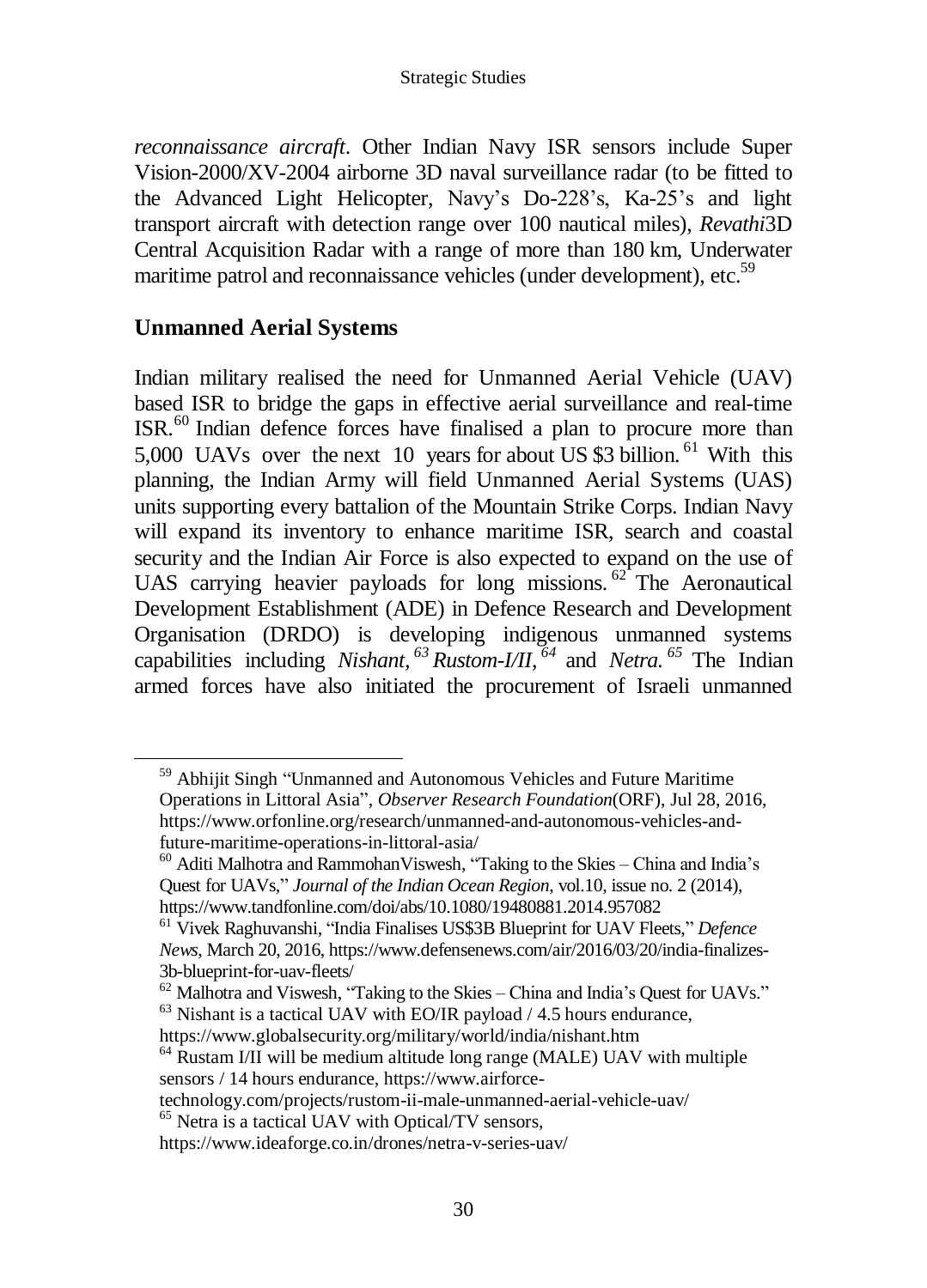*reconnaissance aircraft*. Other Indian Navy ISR sensors include Super Vision-2000/XV-2004 airborne 3D naval surveillance radar (to be fitted to the Advanced Light Helicopter, Navy's Do-228's, Ka-25's and light transport aircraft with detection range over 100 nautical miles), *Revathi*3D Central Acquisition Radar with a range of more than 180 km, Underwater maritime patrol and reconnaissance vehicles (under development), etc.[59]

## Unmanned Aerial Systems

Indian military realised the need for Unmanned Aerial Vehicle (UAV) based ISR to bridge the gaps in effective aerial surveillance and real-time ISR.[60] Indian defence forces have finalised a plan to procure more than 5,000 UAVs over the next 10 years for about US $3 billion.[61] With this planning, the Indian Army will field Unmanned Aerial Systems (UAS) units supporting every battalion of the Mountain Strike Corps. Indian Navy will expand its inventory to enhance maritime ISR, search and coastal security and the Indian Air Force is also expected to expand on the use of UAS carrying heavier payloads for long missions.[62] The Aeronautical Development Establishment (ADE) in Defence Research and Development Organisation (DRDO) is developing indigenous unmanned systems capabilities including *Nishant,*[63] *Rustom-I/II*,[64] and *Netra.*[65] The Indian armed forces have also initiated the procurement of Israeli unmanned

---

[59] Abhijit Singh "Unmanned and Autonomous Vehicles and Future Maritime Operations in Littoral Asia", *Observer Research Foundation*(ORF), Jul 28, 2016, https://www.orfonline.org/research/unmanned-and-autonomous-vehicles-and-future-maritime-operations-in-littoral-asia/

[60] Aditi Malhotra and RammohanViswesh, "Taking to the Skies – China and India's Quest for UAVs," *Journal of the Indian Ocean Region*, vol.10, issue no. 2 (2014), https://www.tandfonline.com/doi/abs/10.1080/19480881.2014.957082

[61] Vivek Raghuvanshi, "India Finalises US$3B Blueprint for UAV Fleets," *Defence News*, March 20, 2016, https://www.defensenews.com/air/2016/03/20/india-finalizes-3b-blueprint-for-uav-fleets/

[62] Malhotra and Viswesh, "Taking to the Skies – China and India's Quest for UAVs."

[63] Nishant is a tactical UAV with EO/IR payload / 4.5 hours endurance, https://www.globalsecurity.org/military/world/india/nishant.htm

[64] Rustam I/II will be medium altitude long range (MALE) UAV with multiple sensors / 14 hours endurance, https://www.airforce-technology.com/projects/rustom-ii-male-unmanned-aerial-vehicle-uav/

[65] Netra is a tactical UAV with Optical/TV sensors, https://www.ideaforge.co.in/drones/netra-v-series-uav/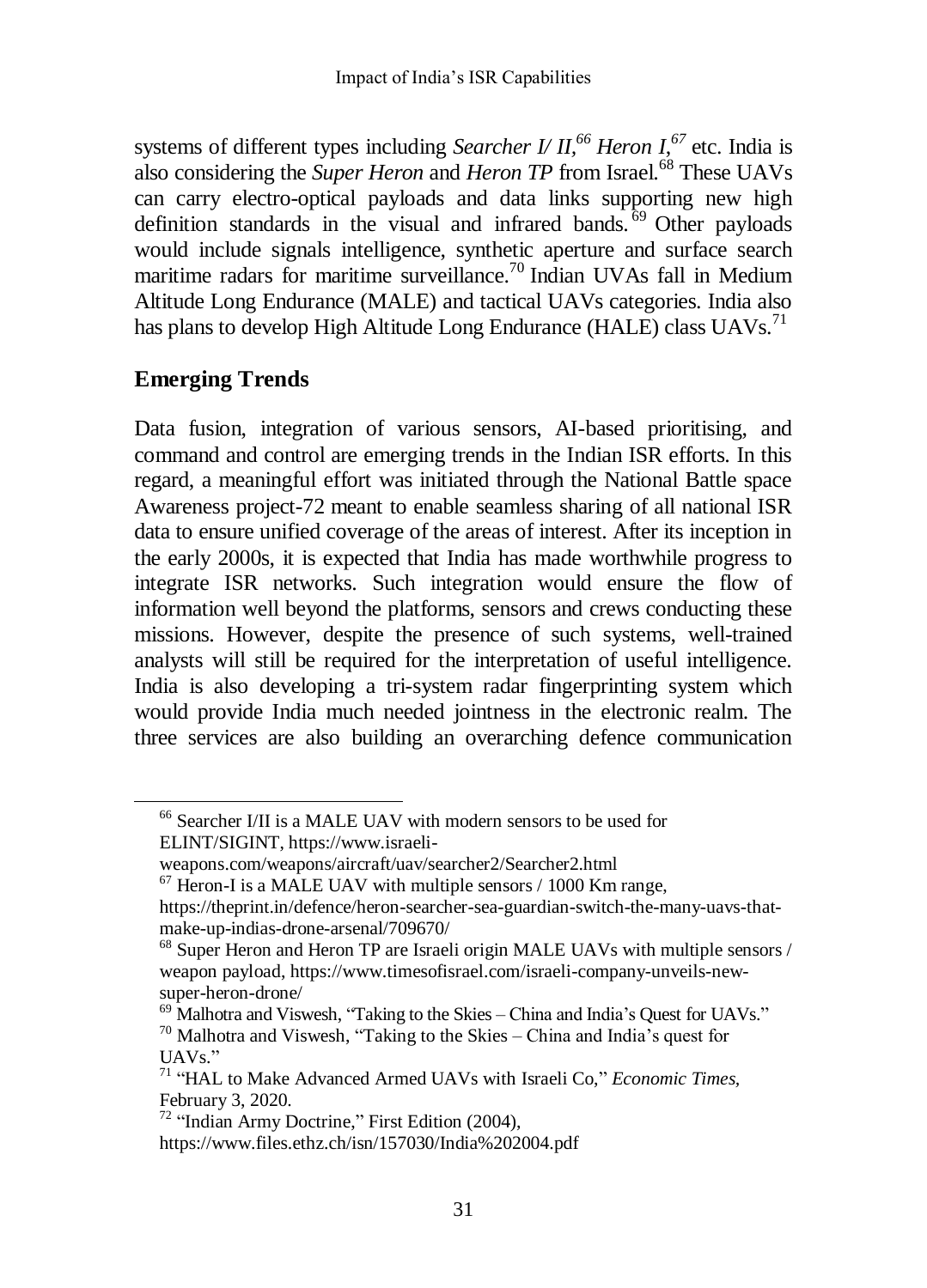systems of different types including *Searcher I/ II,*[66] *Heron I*,[67] etc. India is also considering the *Super Heron* and *Heron TP* from Israel.[68] These UAVs can carry electro-optical payloads and data links supporting new high definition standards in the visual and infrared bands.[69] Other payloads would include signals intelligence, synthetic aperture and surface search maritime radars for maritime surveillance.[70] Indian UVAs fall in Medium Altitude Long Endurance (MALE) and tactical UAVs categories. India also has plans to develop High Altitude Long Endurance (HALE) class UAVs.[71]

## Emerging Trends

Data fusion, integration of various sensors, AI-based prioritising, and command and control are emerging trends in the Indian ISR efforts. In this regard, a meaningful effort was initiated through the National Battle space Awareness project-72 meant to enable seamless sharing of all national ISR data to ensure unified coverage of the areas of interest. After its inception in the early 2000s, it is expected that India has made worthwhile progress to integrate ISR networks. Such integration would ensure the flow of information well beyond the platforms, sensors and crews conducting these missions. However, despite the presence of such systems, well-trained analysts will still be required for the interpretation of useful intelligence. India is also developing a tri-system radar fingerprinting system which would provide India much needed jointness in the electronic realm. The three services are also building an overarching defence communication

---

[66] Searcher I/II is a MALE UAV with modern sensors to be used for ELINT/SIGINT, https://www.israeli-weapons.com/weapons/aircraft/uav/searcher2/Searcher2.html

[67] Heron-I is a MALE UAV with multiple sensors / 1000 Km range, https://theprint.in/defence/heron-searcher-sea-guardian-switch-the-many-uavs-that-make-up-indias-drone-arsenal/709670/

[68] Super Heron and Heron TP are Israeli origin MALE UAVs with multiple sensors / weapon payload, https://www.timesofisrael.com/israeli-company-unveils-new-super-heron-drone/

[69] Malhotra and Viswesh, "Taking to the Skies – China and India's Quest for UAVs."

[70] Malhotra and Viswesh, "Taking to the Skies – China and India's quest for UAVs."

[71] "HAL to Make Advanced Armed UAVs with Israeli Co," *Economic Times*, February 3, 2020.

[72] "Indian Army Doctrine," First Edition (2004), https://www.files.ethz.ch/isn/157030/India%202004.pdf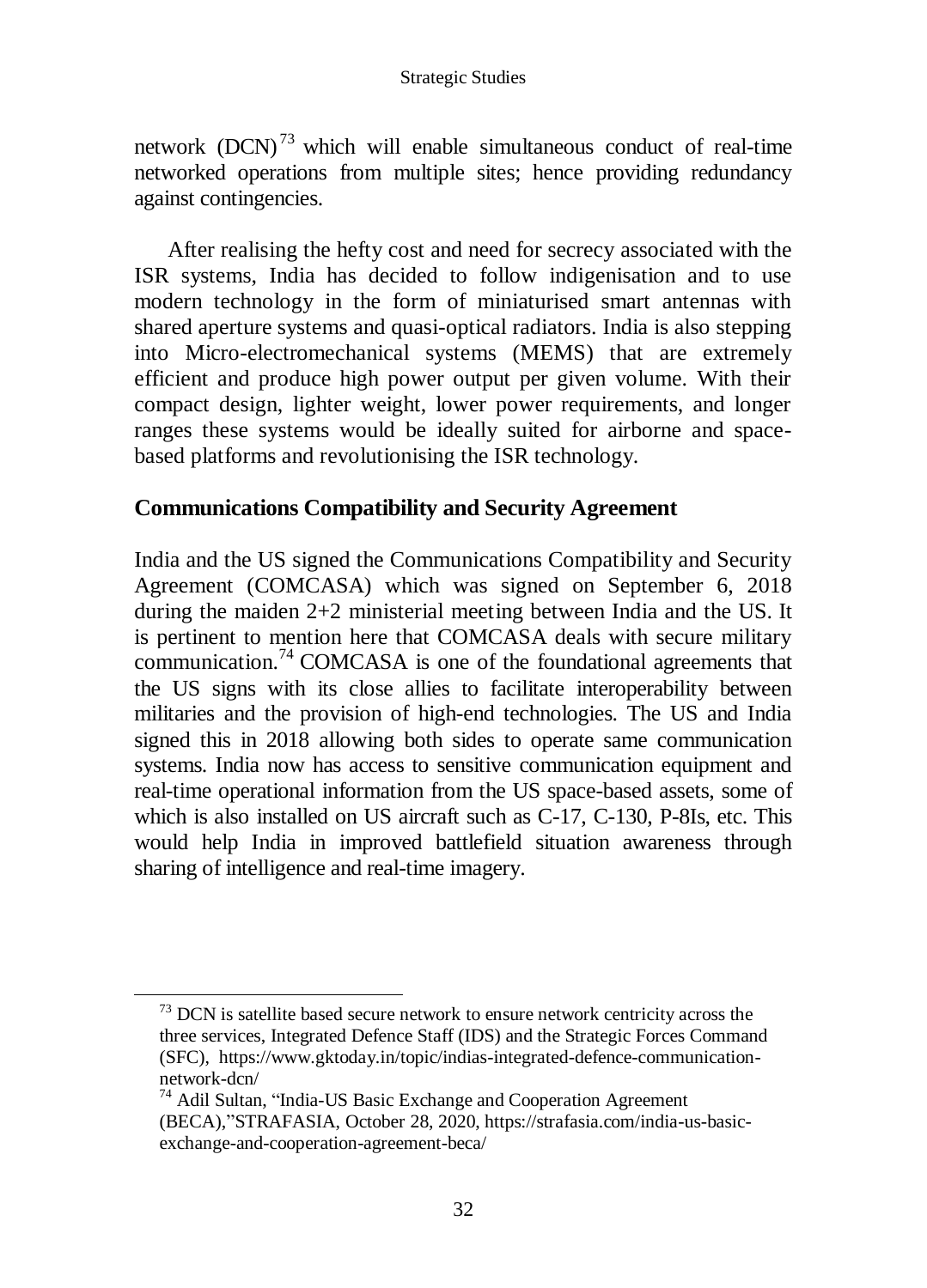network (DCN)[73] which will enable simultaneous conduct of real-time networked operations from multiple sites; hence providing redundancy against contingencies.

After realising the hefty cost and need for secrecy associated with the ISR systems, India has decided to follow indigenisation and to use modern technology in the form of miniaturised smart antennas with shared aperture systems and quasi-optical radiators. India is also stepping into Micro-electromechanical systems (MEMS) that are extremely efficient and produce high power output per given volume. With their compact design, lighter weight, lower power requirements, and longer ranges these systems would be ideally suited for airborne and space-based platforms and revolutionising the ISR technology.

## Communications Compatibility and Security Agreement

India and the US signed the Communications Compatibility and Security Agreement (COMCASA) which was signed on September 6, 2018 during the maiden 2+2 ministerial meeting between India and the US. It is pertinent to mention here that COMCASA deals with secure military communication.[74] COMCASA is one of the foundational agreements that the US signs with its close allies to facilitate interoperability between militaries and the provision of high-end technologies. The US and India signed this in 2018 allowing both sides to operate same communication systems. India now has access to sensitive communication equipment and real-time operational information from the US space-based assets, some of which is also installed on US aircraft such as C-17, C-130, P-8Is, etc. This would help India in improved battlefield situation awareness through sharing of intelligence and real-time imagery.

---

[73] DCN is satellite based secure network to ensure network centricity across the three services, Integrated Defence Staff (IDS) and the Strategic Forces Command (SFC), https://www.gktoday.in/topic/indias-integrated-defence-communication-network-dcn/

[74] Adil Sultan, "India-US Basic Exchange and Cooperation Agreement (BECA),"STRAFASIA, October 28, 2020, https://strafasia.com/india-us-basic-exchange-and-cooperation-agreement-beca/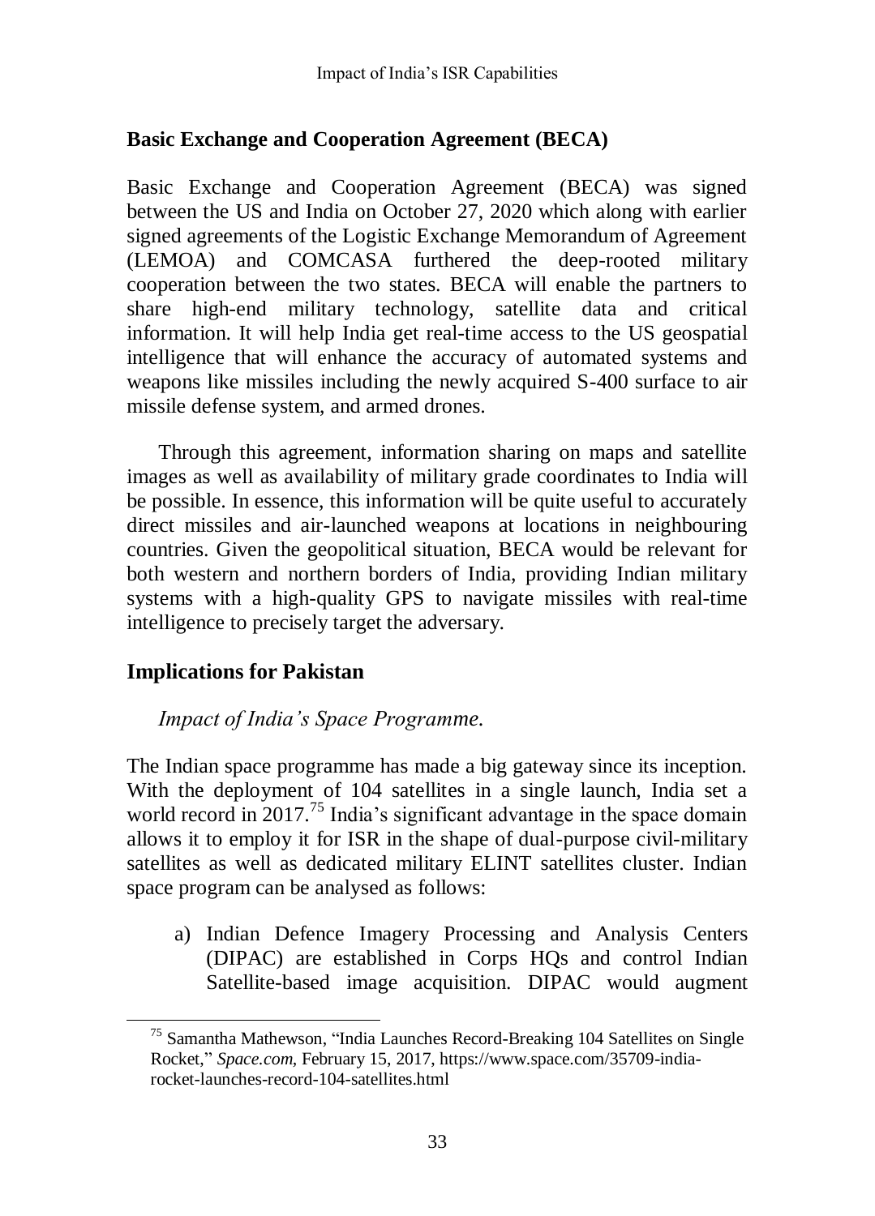## Basic Exchange and Cooperation Agreement (BECA)

Basic Exchange and Cooperation Agreement (BECA) was signed between the US and India on October 27, 2020 which along with earlier signed agreements of the Logistic Exchange Memorandum of Agreement (LEMOA) and COMCASA furthered the deep-rooted military cooperation between the two states. BECA will enable the partners to share high-end military technology, satellite data and critical information. It will help India get real-time access to the US geospatial intelligence that will enhance the accuracy of automated systems and weapons like missiles including the newly acquired S-400 surface to air missile defense system, and armed drones.

Through this agreement, information sharing on maps and satellite images as well as availability of military grade coordinates to India will be possible. In essence, this information will be quite useful to accurately direct missiles and air-launched weapons at locations in neighbouring countries. Given the geopolitical situation, BECA would be relevant for both western and northern borders of India, providing Indian military systems with a high-quality GPS to navigate missiles with real-time intelligence to precisely target the adversary.

## Implications for Pakistan

*Impact of India's Space Programme.*

The Indian space programme has made a big gateway since its inception. With the deployment of 104 satellites in a single launch, India set a world record in 2017.[75] India's significant advantage in the space domain allows it to employ it for ISR in the shape of dual-purpose civil-military satellites as well as dedicated military ELINT satellites cluster. Indian space program can be analysed as follows:

a) Indian Defence Imagery Processing and Analysis Centers (DIPAC) are established in Corps HQs and control Indian Satellite-based image acquisition. DIPAC would augment

[75] Samantha Mathewson, "India Launches Record-Breaking 104 Satellites on Single Rocket," *Space.com*, February 15, 2017, https://www.space.com/35709-india-rocket-launches-record-104-satellites.html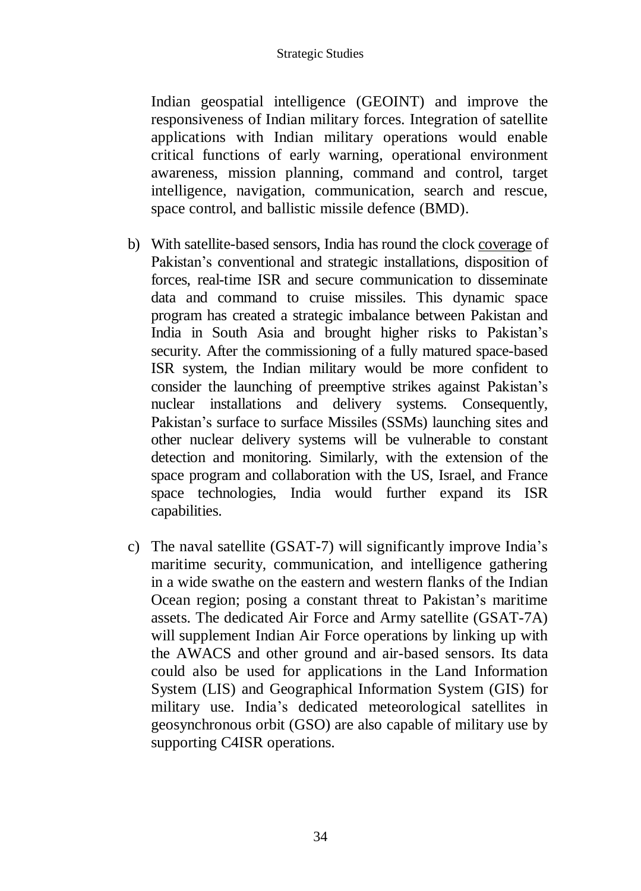Indian geospatial intelligence (GEOINT) and improve the responsiveness of Indian military forces. Integration of satellite applications with Indian military operations would enable critical functions of early warning, operational environment awareness, mission planning, command and control, target intelligence, navigation, communication, search and rescue, space control, and ballistic missile defence (BMD).

b) With satellite-based sensors, India has round the clock coverage of Pakistan's conventional and strategic installations, disposition of forces, real-time ISR and secure communication to disseminate data and command to cruise missiles. This dynamic space program has created a strategic imbalance between Pakistan and India in South Asia and brought higher risks to Pakistan's security. After the commissioning of a fully matured space-based ISR system, the Indian military would be more confident to consider the launching of preemptive strikes against Pakistan's nuclear installations and delivery systems. Consequently, Pakistan's surface to surface Missiles (SSMs) launching sites and other nuclear delivery systems will be vulnerable to constant detection and monitoring. Similarly, with the extension of the space program and collaboration with the US, Israel, and France space technologies, India would further expand its ISR capabilities.

c) The naval satellite (GSAT-7) will significantly improve India's maritime security, communication, and intelligence gathering in a wide swathe on the eastern and western flanks of the Indian Ocean region; posing a constant threat to Pakistan's maritime assets. The dedicated Air Force and Army satellite (GSAT-7A) will supplement Indian Air Force operations by linking up with the AWACS and other ground and air-based sensors. Its data could also be used for applications in the Land Information System (LIS) and Geographical Information System (GIS) for military use. India's dedicated meteorological satellites in geosynchronous orbit (GSO) are also capable of military use by supporting C4ISR operations.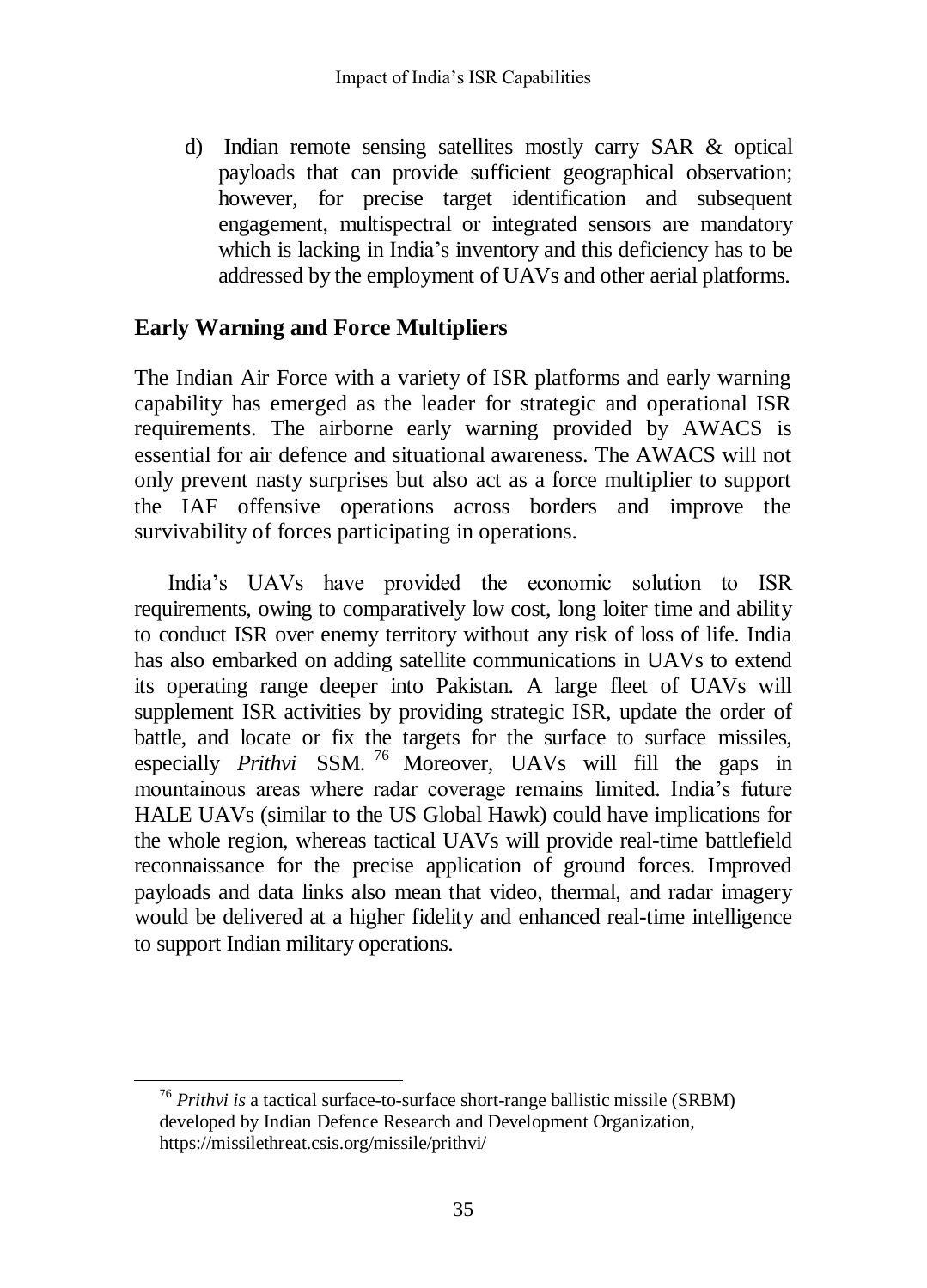d) Indian remote sensing satellites mostly carry SAR & optical payloads that can provide sufficient geographical observation; however, for precise target identification and subsequent engagement, multispectral or integrated sensors are mandatory which is lacking in India's inventory and this deficiency has to be addressed by the employment of UAVs and other aerial platforms.

## Early Warning and Force Multipliers

The Indian Air Force with a variety of ISR platforms and early warning capability has emerged as the leader for strategic and operational ISR requirements. The airborne early warning provided by AWACS is essential for air defence and situational awareness. The AWACS will not only prevent nasty surprises but also act as a force multiplier to support the IAF offensive operations across borders and improve the survivability of forces participating in operations.

India's UAVs have provided the economic solution to ISR requirements, owing to comparatively low cost, long loiter time and ability to conduct ISR over enemy territory without any risk of loss of life. India has also embarked on adding satellite communications in UAVs to extend its operating range deeper into Pakistan. A large fleet of UAVs will supplement ISR activities by providing strategic ISR, update the order of battle, and locate or fix the targets for the surface to surface missiles, especially *Prithvi* SSM.[76] Moreover, UAVs will fill the gaps in mountainous areas where radar coverage remains limited. India's future HALE UAVs (similar to the US Global Hawk) could have implications for the whole region, whereas tactical UAVs will provide real-time battlefield reconnaissance for the precise application of ground forces. Improved payloads and data links also mean that video, thermal, and radar imagery would be delivered at a higher fidelity and enhanced real-time intelligence to support Indian military operations.

---

[76] *Prithvi is* a tactical surface-to-surface short-range ballistic missile (SRBM) developed by Indian Defence Research and Development Organization, https://missilethreat.csis.org/missile/prithvi/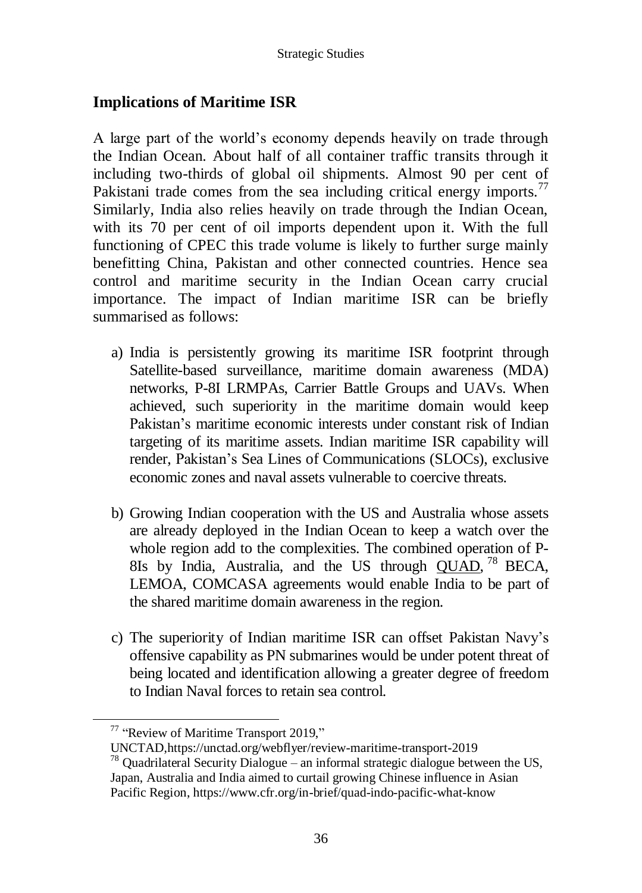## Implications of Maritime ISR

A large part of the world's economy depends heavily on trade through the Indian Ocean. About half of all container traffic transits through it including two-thirds of global oil shipments. Almost 90 per cent of Pakistani trade comes from the sea including critical energy imports.[77] Similarly, India also relies heavily on trade through the Indian Ocean, with its 70 per cent of oil imports dependent upon it. With the full functioning of CPEC this trade volume is likely to further surge mainly benefitting China, Pakistan and other connected countries. Hence sea control and maritime security in the Indian Ocean carry crucial importance. The impact of Indian maritime ISR can be briefly summarised as follows:

a) India is persistently growing its maritime ISR footprint through Satellite-based surveillance, maritime domain awareness (MDA) networks, P-8I LRMPAs, Carrier Battle Groups and UAVs. When achieved, such superiority in the maritime domain would keep Pakistan's maritime economic interests under constant risk of Indian targeting of its maritime assets. Indian maritime ISR capability will render, Pakistan's Sea Lines of Communications (SLOCs), exclusive economic zones and naval assets vulnerable to coercive threats.

b) Growing Indian cooperation with the US and Australia whose assets are already deployed in the Indian Ocean to keep a watch over the whole region add to the complexities. The combined operation of P-8Is by India, Australia, and the US through QUAD,[78] BECA, LEMOA, COMCASA agreements would enable India to be part of the shared maritime domain awareness in the region.

c) The superiority of Indian maritime ISR can offset Pakistan Navy's offensive capability as PN submarines would be under potent threat of being located and identification allowing a greater degree of freedom to Indian Naval forces to retain sea control.

---

[77] "Review of Maritime Transport 2019," UNCTAD,https://unctad.org/webflyer/review-maritime-transport-2019

[78] Quadrilateral Security Dialogue – an informal strategic dialogue between the US, Japan, Australia and India aimed to curtail growing Chinese influence in Asian Pacific Region, https://www.cfr.org/in-brief/quad-indo-pacific-what-know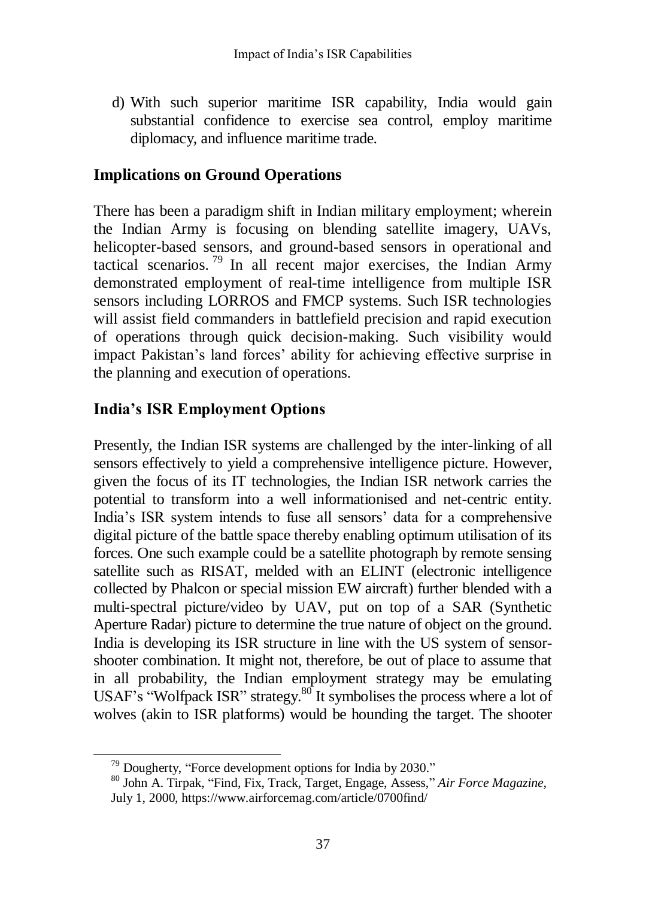d) With such superior maritime ISR capability, India would gain substantial confidence to exercise sea control, employ maritime diplomacy, and influence maritime trade.

## Implications on Ground Operations

There has been a paradigm shift in Indian military employment; wherein the Indian Army is focusing on blending satellite imagery, UAVs, helicopter-based sensors, and ground-based sensors in operational and tactical scenarios.[79] In all recent major exercises, the Indian Army demonstrated employment of real-time intelligence from multiple ISR sensors including LORROS and FMCP systems. Such ISR technologies will assist field commanders in battlefield precision and rapid execution of operations through quick decision-making. Such visibility would impact Pakistan's land forces' ability for achieving effective surprise in the planning and execution of operations.

## India's ISR Employment Options

Presently, the Indian ISR systems are challenged by the inter-linking of all sensors effectively to yield a comprehensive intelligence picture. However, given the focus of its IT technologies, the Indian ISR network carries the potential to transform into a well informationised and net-centric entity. India's ISR system intends to fuse all sensors' data for a comprehensive digital picture of the battle space thereby enabling optimum utilisation of its forces. One such example could be a satellite photograph by remote sensing satellite such as RISAT, melded with an ELINT (electronic intelligence collected by Phalcon or special mission EW aircraft) further blended with a multi-spectral picture/video by UAV, put on top of a SAR (Synthetic Aperture Radar) picture to determine the true nature of object on the ground. India is developing its ISR structure in line with the US system of sensor-shooter combination. It might not, therefore, be out of place to assume that in all probability, the Indian employment strategy may be emulating USAF's "Wolfpack ISR" strategy.[80] It symbolises the process where a lot of wolves (akin to ISR platforms) would be hounding the target. The shooter

---

[79] Dougherty, "Force development options for India by 2030."

[80] John A. Tirpak, "Find, Fix, Track, Target, Engage, Assess," *Air Force Magazine*, July 1, 2000, https://www.airforcemag.com/article/0700find/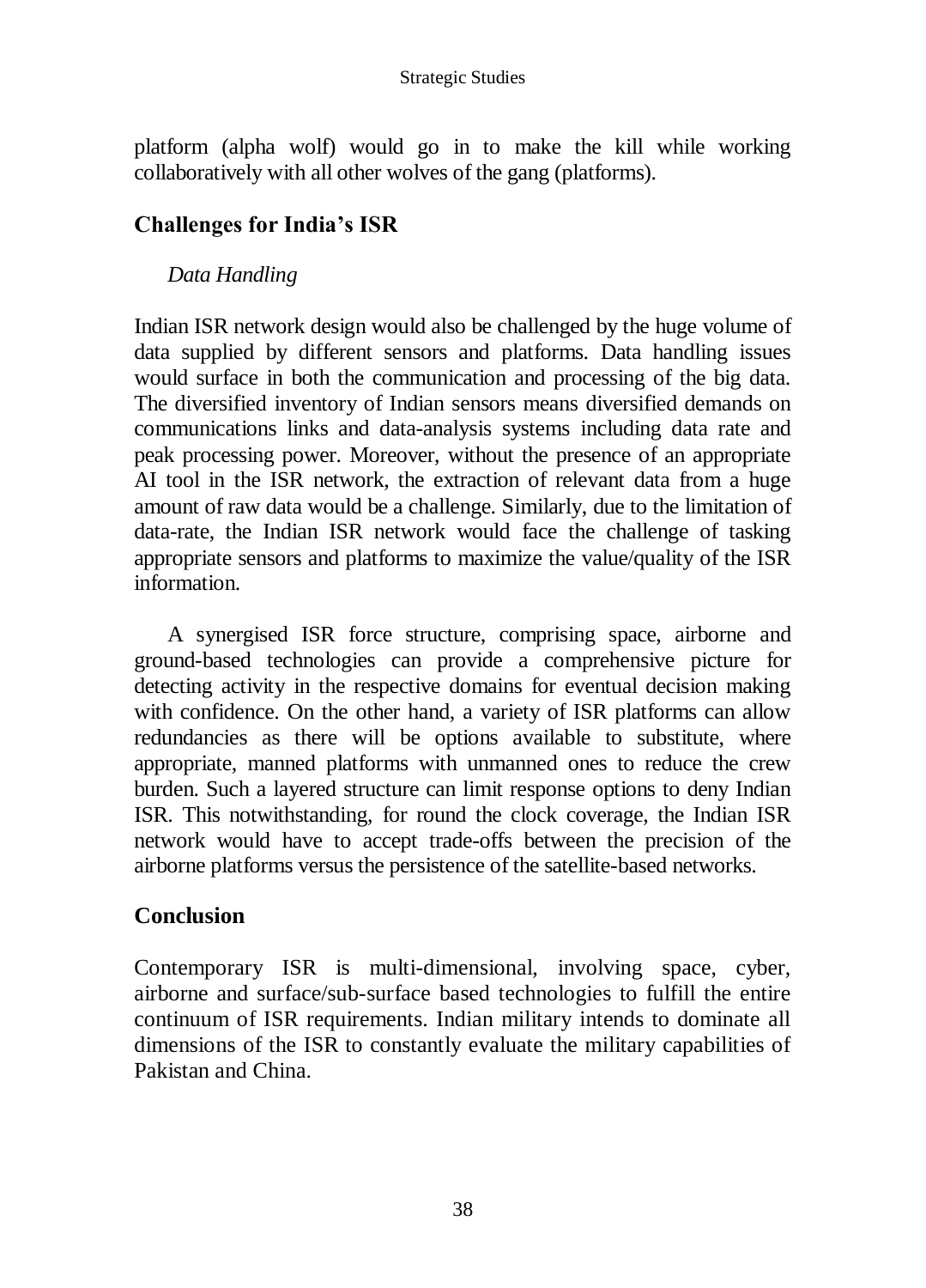platform (alpha wolf) would go in to make the kill while working collaboratively with all other wolves of the gang (platforms).

## Challenges for India's ISR

### *Data Handling*

Indian ISR network design would also be challenged by the huge volume of data supplied by different sensors and platforms. Data handling issues would surface in both the communication and processing of the big data. The diversified inventory of Indian sensors means diversified demands on communications links and data-analysis systems including data rate and peak processing power. Moreover, without the presence of an appropriate AI tool in the ISR network, the extraction of relevant data from a huge amount of raw data would be a challenge. Similarly, due to the limitation of data-rate, the Indian ISR network would face the challenge of tasking appropriate sensors and platforms to maximize the value/quality of the ISR information.

A synergised ISR force structure, comprising space, airborne and ground-based technologies can provide a comprehensive picture for detecting activity in the respective domains for eventual decision making with confidence. On the other hand, a variety of ISR platforms can allow redundancies as there will be options available to substitute, where appropriate, manned platforms with unmanned ones to reduce the crew burden. Such a layered structure can limit response options to deny Indian ISR. This notwithstanding, for round the clock coverage, the Indian ISR network would have to accept trade-offs between the precision of the airborne platforms versus the persistence of the satellite-based networks.

## Conclusion

Contemporary ISR is multi-dimensional, involving space, cyber, airborne and surface/sub-surface based technologies to fulfill the entire continuum of ISR requirements. Indian military intends to dominate all dimensions of the ISR to constantly evaluate the military capabilities of Pakistan and China.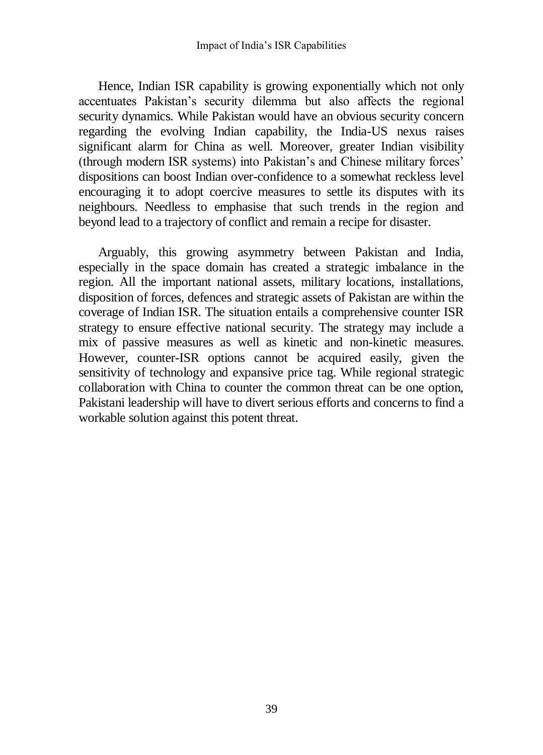Hence, Indian ISR capability is growing exponentially which not only accentuates Pakistan's security dilemma but also affects the regional security dynamics. While Pakistan would have an obvious security concern regarding the evolving Indian capability, the India-US nexus raises significant alarm for China as well. Moreover, greater Indian visibility (through modern ISR systems) into Pakistan's and Chinese military forces' dispositions can boost Indian over-confidence to a somewhat reckless level encouraging it to adopt coercive measures to settle its disputes with its neighbours. Needless to emphasise that such trends in the region and beyond lead to a trajectory of conflict and remain a recipe for disaster.

Arguably, this growing asymmetry between Pakistan and India, especially in the space domain has created a strategic imbalance in the region. All the important national assets, military locations, installations, disposition of forces, defences and strategic assets of Pakistan are within the coverage of Indian ISR. The situation entails a comprehensive counter ISR strategy to ensure effective national security. The strategy may include a mix of passive measures as well as kinetic and non-kinetic measures. However, counter-ISR options cannot be acquired easily, given the sensitivity of technology and expansive price tag. While regional strategic collaboration with China to counter the common threat can be one option, Pakistani leadership will have to divert serious efforts and concerns to find a workable solution against this potent threat.